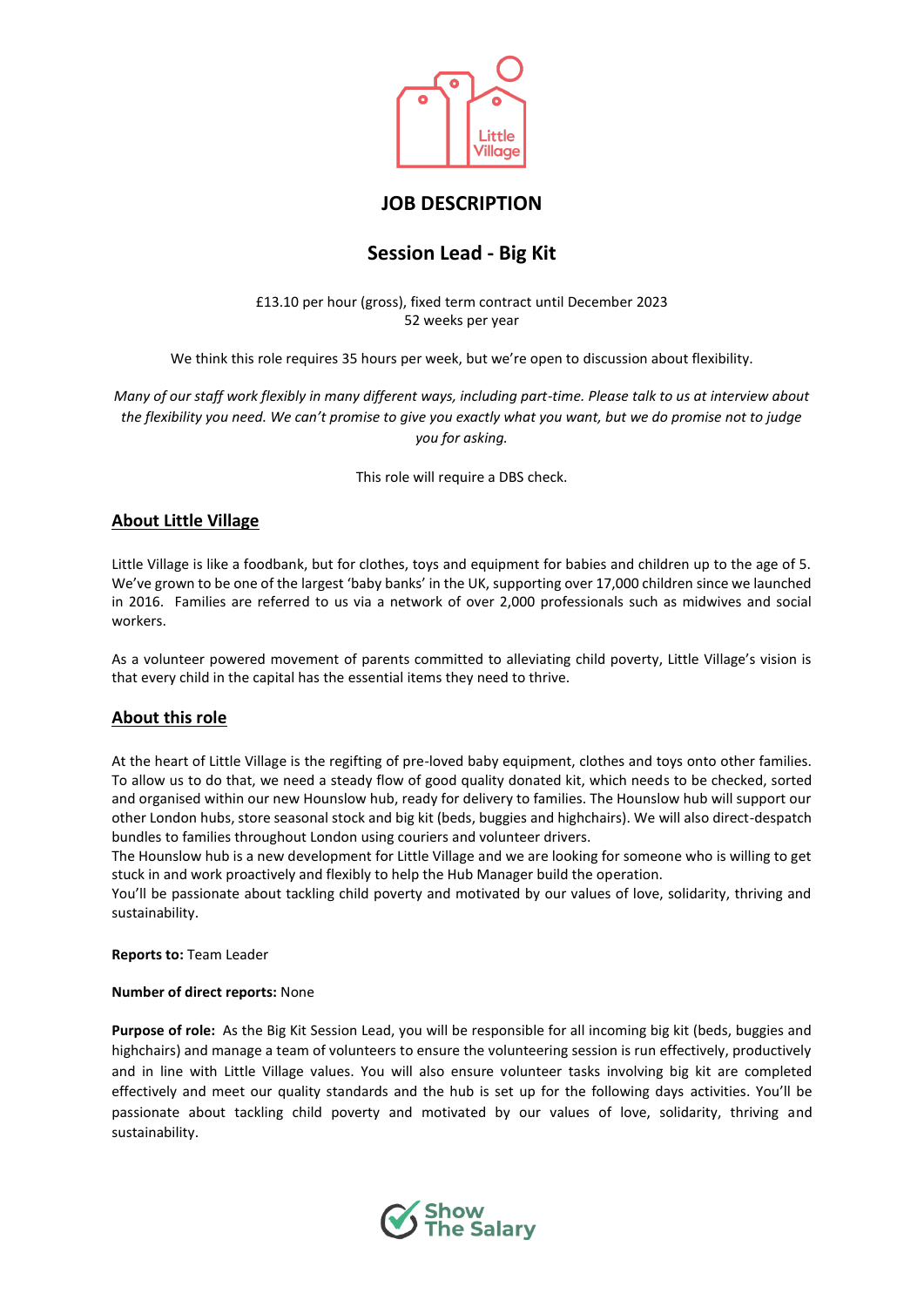# JOB DESCRIPTION

## Session Lead - Big Kit

£13.10 per hour (gross), fixed term contract until December 2023
52 weeks per year

We think this role requires 35 hours per week, but we're open to discussion about flexibility.

*Many of our staff work flexibly in many different ways, including part-time. Please talk to us at interview about the flexibility you need. We can't promise to give you exactly what you want, but we do promise not to judge you for asking.*

This role will require a DBS check.

### About Little Village

Little Village is like a foodbank, but for clothes, toys and equipment for babies and children up to the age of 5. We've grown to be one of the largest 'baby banks' in the UK, supporting over 17,000 children since we launched in 2016. Families are referred to us via a network of over 2,000 professionals such as midwives and social workers.

As a volunteer powered movement of parents committed to alleviating child poverty, Little Village's vision is that every child in the capital has the essential items they need to thrive.

### About this role

At the heart of Little Village is the regifting of pre-loved baby equipment, clothes and toys onto other families. To allow us to do that, we need a steady flow of good quality donated kit, which needs to be checked, sorted and organised within our new Hounslow hub, ready for delivery to families. The Hounslow hub will support our other London hubs, store seasonal stock and big kit (beds, buggies and highchairs). We will also direct-despatch bundles to families throughout London using couriers and volunteer drivers.
The Hounslow hub is a new development for Little Village and we are looking for someone who is willing to get stuck in and work proactively and flexibly to help the Hub Manager build the operation.
You'll be passionate about tackling child poverty and motivated by our values of love, solidarity, thriving and sustainability.

**Reports to:** Team Leader

**Number of direct reports:** None

**Purpose of role:** As the Big Kit Session Lead, you will be responsible for all incoming big kit (beds, buggies and highchairs) and manage a team of volunteers to ensure the volunteering session is run effectively, productively and in line with Little Village values. You will also ensure volunteer tasks involving big kit are completed effectively and meet our quality standards and the hub is set up for the following days activities. You'll be passionate about tackling child poverty and motivated by our values of love, solidarity, thriving and sustainability.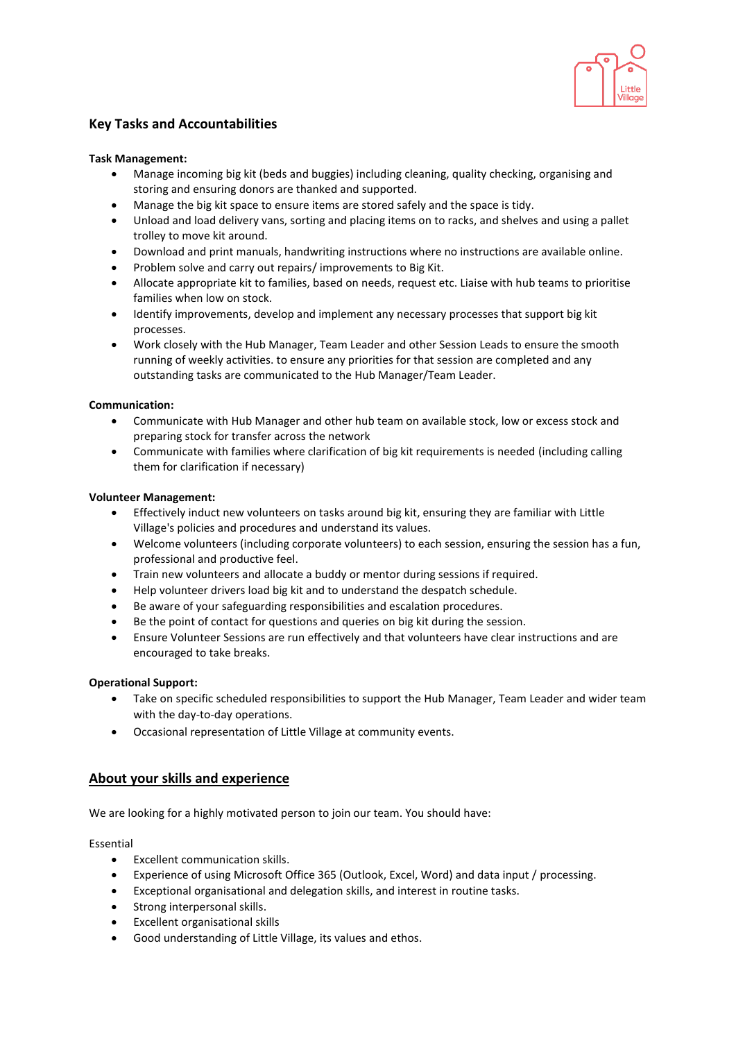## Key Tasks and Accountabilities

**Task Management:**

- Manage incoming big kit (beds and buggies) including cleaning, quality checking, organising and storing and ensuring donors are thanked and supported.
- Manage the big kit space to ensure items are stored safely and the space is tidy.
- Unload and load delivery vans, sorting and placing items on to racks, and shelves and using a pallet trolley to move kit around.
- Download and print manuals, handwriting instructions where no instructions are available online.
- Problem solve and carry out repairs/ improvements to Big Kit.
- Allocate appropriate kit to families, based on needs, request etc. Liaise with hub teams to prioritise families when low on stock.
- Identify improvements, develop and implement any necessary processes that support big kit processes.
- Work closely with the Hub Manager, Team Leader and other Session Leads to ensure the smooth running of weekly activities. to ensure any priorities for that session are completed and any outstanding tasks are communicated to the Hub Manager/Team Leader.

**Communication:**

- Communicate with Hub Manager and other hub team on available stock, low or excess stock and preparing stock for transfer across the network
- Communicate with families where clarification of big kit requirements is needed (including calling them for clarification if necessary)

**Volunteer Management:**

- Effectively induct new volunteers on tasks around big kit, ensuring they are familiar with Little Village's policies and procedures and understand its values.
- Welcome volunteers (including corporate volunteers) to each session, ensuring the session has a fun, professional and productive feel.
- Train new volunteers and allocate a buddy or mentor during sessions if required.
- Help volunteer drivers load big kit and to understand the despatch schedule.
- Be aware of your safeguarding responsibilities and escalation procedures.
- Be the point of contact for questions and queries on big kit during the session.
- Ensure Volunteer Sessions are run effectively and that volunteers have clear instructions and are encouraged to take breaks.

**Operational Support:**

- Take on specific scheduled responsibilities to support the Hub Manager, Team Leader and wider team with the day-to-day operations.
- Occasional representation of Little Village at community events.

## About your skills and experience

We are looking for a highly motivated person to join our team. You should have:

Essential

- Excellent communication skills.
- Experience of using Microsoft Office 365 (Outlook, Excel, Word) and data input / processing.
- Exceptional organisational and delegation skills, and interest in routine tasks.
- Strong interpersonal skills.
- Excellent organisational skills
- Good understanding of Little Village, its values and ethos.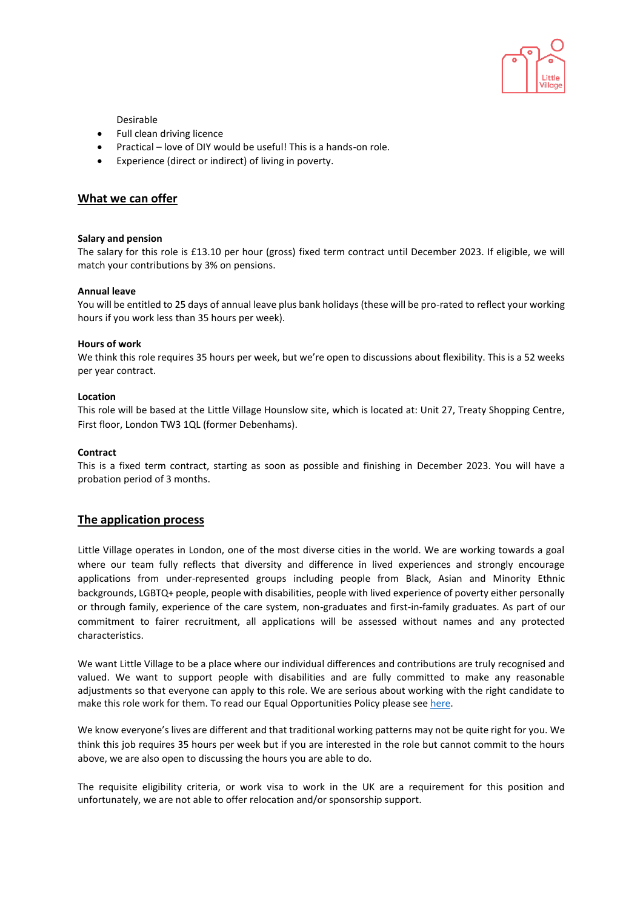Desirable

- Full clean driving licence
- Practical – love of DIY would be useful! This is a hands-on role.
- Experience (direct or indirect) of living in poverty.

## What we can offer

**Salary and pension**

The salary for this role is £13.10 per hour (gross) fixed term contract until December 2023. If eligible, we will match your contributions by 3% on pensions.

**Annual leave**

You will be entitled to 25 days of annual leave plus bank holidays (these will be pro-rated to reflect your working hours if you work less than 35 hours per week).

**Hours of work**

We think this role requires 35 hours per week, but we're open to discussions about flexibility. This is a 52 weeks per year contract.

**Location**

This role will be based at the Little Village Hounslow site, which is located at: Unit 27, Treaty Shopping Centre, First floor, London TW3 1QL (former Debenhams).

**Contract**

This is a fixed term contract, starting as soon as possible and finishing in December 2023. You will have a probation period of 3 months.

## The application process

Little Village operates in London, one of the most diverse cities in the world. We are working towards a goal where our team fully reflects that diversity and difference in lived experiences and strongly encourage applications from under-represented groups including people from Black, Asian and Minority Ethnic backgrounds, LGBTQ+ people, people with disabilities, people with lived experience of poverty either personally or through family, experience of the care system, non-graduates and first-in-family graduates. As part of our commitment to fairer recruitment, all applications will be assessed without names and any protected characteristics.

We want Little Village to be a place where our individual differences and contributions are truly recognised and valued. We want to support people with disabilities and are fully committed to make any reasonable adjustments so that everyone can apply to this role. We are serious about working with the right candidate to make this role work for them. To read our Equal Opportunities Policy please see here.

We know everyone's lives are different and that traditional working patterns may not be quite right for you. We think this job requires 35 hours per week but if you are interested in the role but cannot commit to the hours above, we are also open to discussing the hours you are able to do.

The requisite eligibility criteria, or work visa to work in the UK are a requirement for this position and unfortunately, we are not able to offer relocation and/or sponsorship support.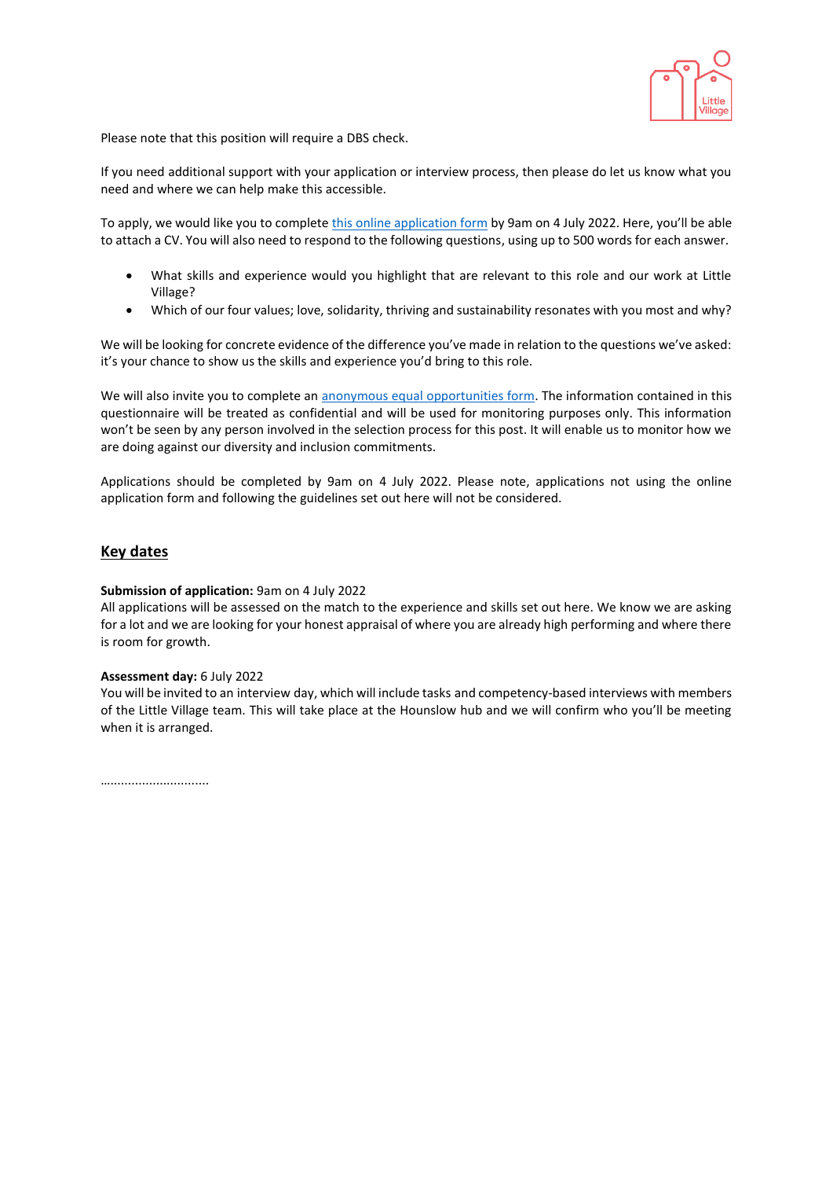Please note that this position will require a DBS check.

If you need additional support with your application or interview process, then please do let us know what you need and where we can help make this accessible.

To apply, we would like you to complete this online application form by 9am on 4 July 2022. Here, you'll be able to attach a CV. You will also need to respond to the following questions, using up to 500 words for each answer.

- What skills and experience would you highlight that are relevant to this role and our work at Little Village?
- Which of our four values; love, solidarity, thriving and sustainability resonates with you most and why?

We will be looking for concrete evidence of the difference you've made in relation to the questions we've asked: it's your chance to show us the skills and experience you'd bring to this role.

We will also invite you to complete an anonymous equal opportunities form. The information contained in this questionnaire will be treated as confidential and will be used for monitoring purposes only. This information won't be seen by any person involved in the selection process for this post. It will enable us to monitor how we are doing against our diversity and inclusion commitments.

Applications should be completed by 9am on 4 July 2022. Please note, applications not using the online application form and following the guidelines set out here will not be considered.

## Key dates

**Submission of application:** 9am on 4 July 2022
All applications will be assessed on the match to the experience and skills set out here. We know we are asking for a lot and we are looking for your honest appraisal of where you are already high performing and where there is room for growth.

**Assessment day:** 6 July 2022
You will be invited to an interview day, which will include tasks and competency-based interviews with members of the Little Village team. This will take place at the Hounslow hub and we will confirm who you'll be meeting when it is arranged.

..............................